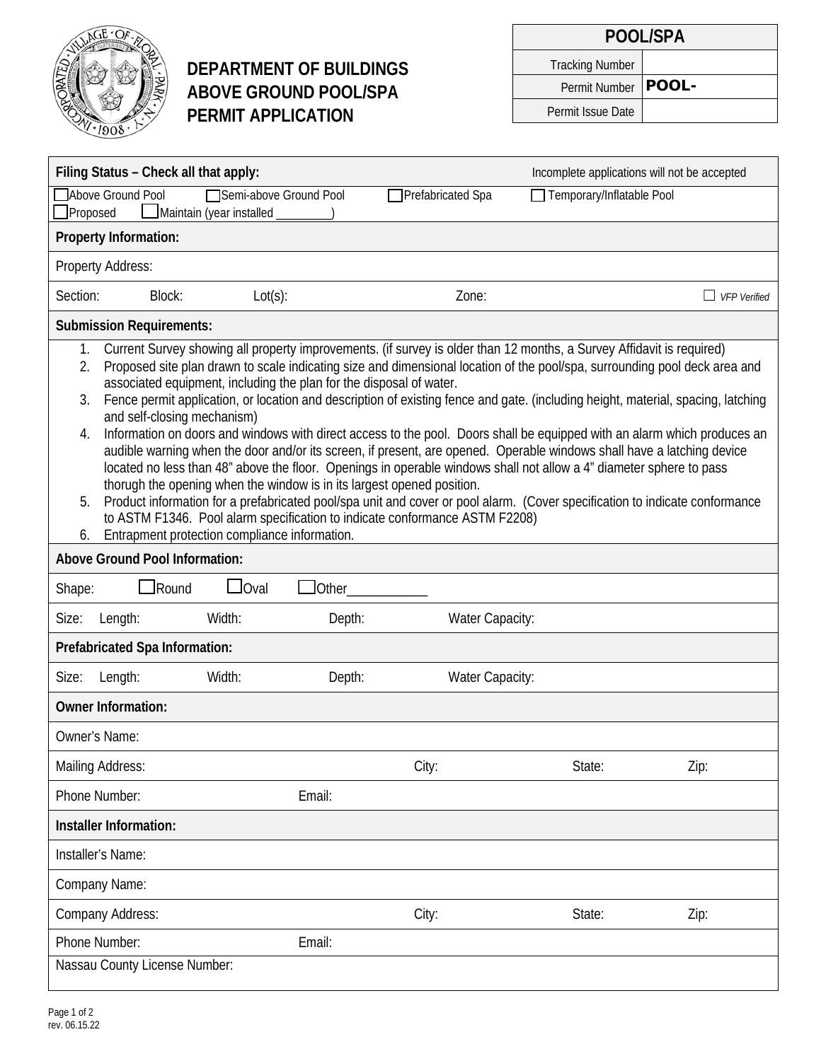# DEPARTMENT OF BUILDINGS ABOVE GROUND POOL/SPA PERMIT APPLICATION

| POOL/SPA | |
|---|---|
| Tracking Number | |
| Permit Number | **POOL-** |
| Permit Issue Date | |

**Filing Status – Check all that apply:** Incomplete applications will not be accepted

☐ Above Ground Pool ☐ Semi-above Ground Pool ☐ Prefabricated Spa ☐ Temporary/Inflatable Pool
☐ Proposed ☐ Maintain (year installed _________)

**Property Information:**

Property Address:

Section: Block: Lot(s): Zone: ☐ *VFP Verified*

**Submission Requirements:**

1. Current Survey showing all property improvements. (if survey is older than 12 months, a Survey Affidavit is required)
2. Proposed site plan drawn to scale indicating size and dimensional location of the pool/spa, surrounding pool deck area and associated equipment, including the plan for the disposal of water.
3. Fence permit application, or location and description of existing fence and gate. (including height, material, spacing, latching and self-closing mechanism)
4. Information on doors and windows with direct access to the pool. Doors shall be equipped with an alarm which produces an audible warning when the door and/or its screen, if present, are opened. Operable windows shall have a latching device located no less than 48" above the floor. Openings in operable windows shall not allow a 4" diameter sphere to pass thorugh the opening when the window is in its largest opened position.
5. Product information for a prefabricated pool/spa unit and cover or pool alarm. (Cover specification to indicate conformance to ASTM F1346. Pool alarm specification to indicate conformance ASTM F2208)
6. Entrapment protection compliance information.

**Above Ground Pool Information:**

Shape: ☐ Round ☐ Oval ☐ Other____________

Size: Length: Width: Depth: Water Capacity:

**Prefabricated Spa Information:**

Size: Length: Width: Depth: Water Capacity:

**Owner Information:**

Owner's Name:

Mailing Address: City: State: Zip:

Phone Number: Email:

**Installer Information:**

Installer's Name:

Company Name:

Company Address: City: State: Zip:

Phone Number: Email:

Nassau County License Number:

rev. 06.15.22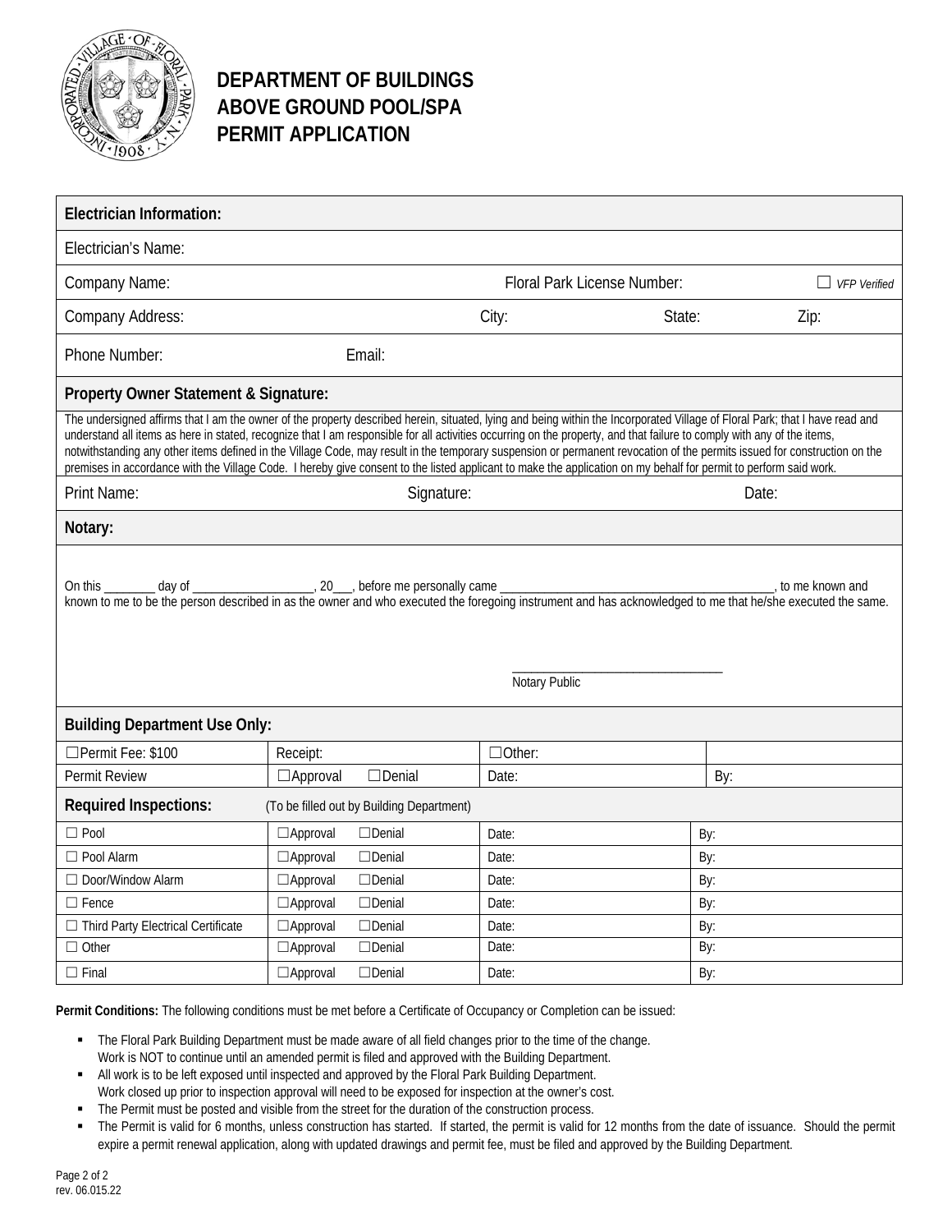# DEPARTMENT OF BUILDINGS
# ABOVE GROUND POOL/SPA
# PERMIT APPLICATION

**Electrician Information:**

Electrician's Name:

Company Name: Floral Park License Number: ☐ *VFP Verified*

Company Address: City: State: Zip:

Phone Number: Email:

**Property Owner Statement & Signature:**

The undersigned affirms that I am the owner of the property described herein, situated, lying and being within the Incorporated Village of Floral Park; that I have read and understand all items as here in stated, recognize that I am responsible for all activities occurring on the property, and that failure to comply with any of the items, notwithstanding any other items defined in the Village Code, may result in the temporary suspension or permanent revocation of the permits issued for construction on the premises in accordance with the Village Code. I hereby give consent to the listed applicant to make the application on my behalf for permit to perform said work.

Print Name: Signature: Date:

**Notary:**

On this ________ day of ___________________, 20___, before me personally came ____________________________________________, to me known and known to me to be the person described in as the owner and who executed the foregoing instrument and has acknowledged to me that he/she executed the same.

_________________________________
Notary Public

**Building Department Use Only:**

| ☐Permit Fee: $100 | Receipt: | ☐Other: | |
|---|---|---|---|
| Permit Review | ☐Approval ☐Denial | Date: | By: |

**Required Inspections:** (To be filled out by Building Department)

| | | | |
|---|---|---|---|
| ☐ Pool | ☐Approval ☐Denial | Date: | By: |
| ☐ Pool Alarm | ☐Approval ☐Denial | Date: | By: |
| ☐ Door/Window Alarm | ☐Approval ☐Denial | Date: | By: |
| ☐ Fence | ☐Approval ☐Denial | Date: | By: |
| ☐ Third Party Electrical Certificate | ☐Approval ☐Denial | Date: | By: |
| ☐ Other | ☐Approval ☐Denial | Date: | By: |
| ☐ Final | ☐Approval ☐Denial | Date: | By: |

**Permit Conditions:** The following conditions must be met before a Certificate of Occupancy or Completion can be issued:

- The Floral Park Building Department must be made aware of all field changes prior to the time of the change. Work is NOT to continue until an amended permit is filed and approved with the Building Department.
- All work is to be left exposed until inspected and approved by the Floral Park Building Department. Work closed up prior to inspection approval will need to be exposed for inspection at the owner's cost.
- The Permit must be posted and visible from the street for the duration of the construction process.
- The Permit is valid for 6 months, unless construction has started. If started, the permit is valid for 12 months from the date of issuance. Should the permit expire a permit renewal application, along with updated drawings and permit fee, must be filed and approved by the Building Department.

rev. 06.015.22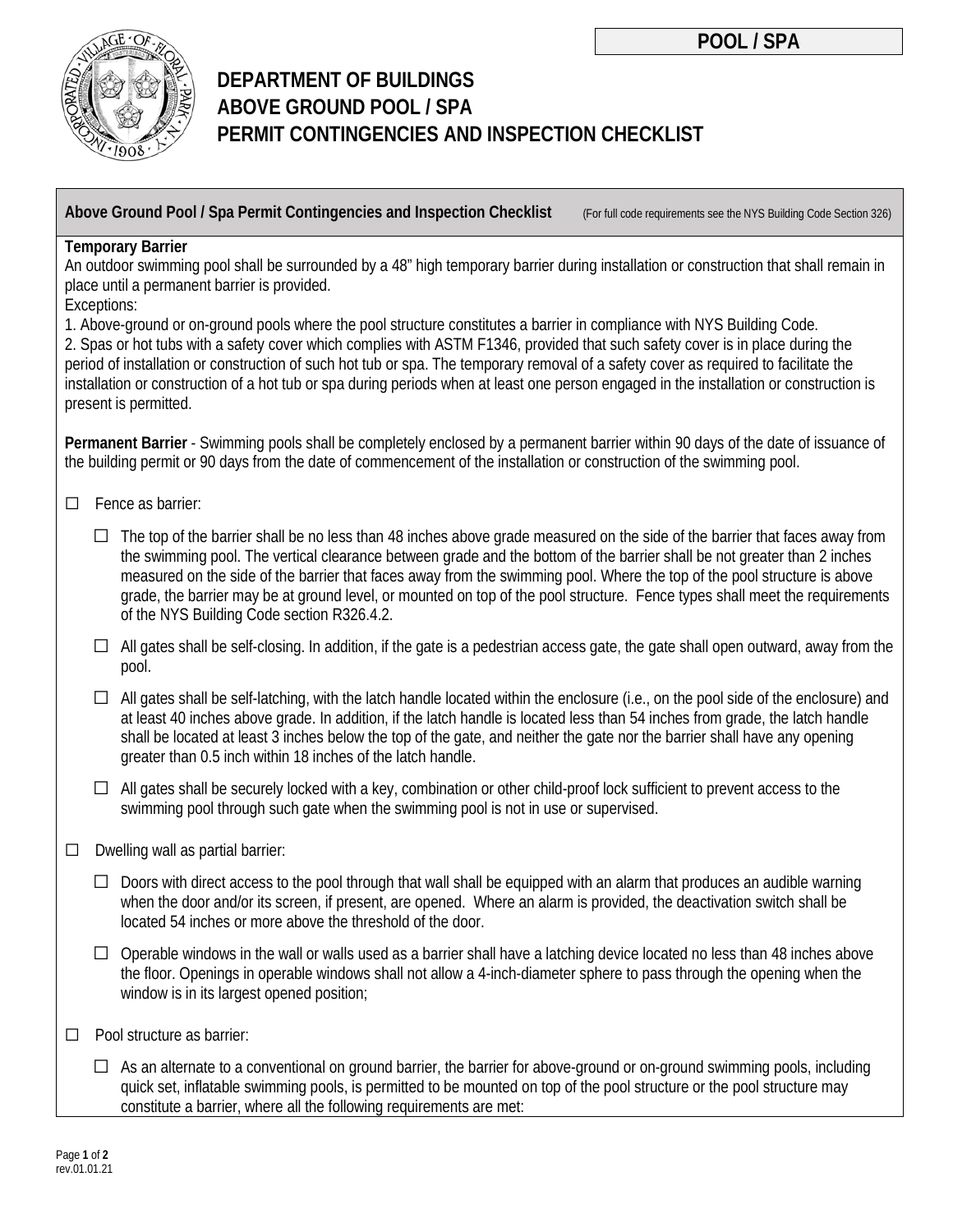**POOL / SPA**

# DEPARTMENT OF BUILDINGS
# ABOVE GROUND POOL / SPA
# PERMIT CONTINGENCIES AND INSPECTION CHECKLIST

**Above Ground Pool / Spa Permit Contingencies and Inspection Checklist** (For full code requirements see the NYS Building Code Section 326)

**Temporary Barrier**
An outdoor swimming pool shall be surrounded by a 48" high temporary barrier during installation or construction that shall remain in place until a permanent barrier is provided.
Exceptions:
1. Above-ground or on-ground pools where the pool structure constitutes a barrier in compliance with NYS Building Code.
2. Spas or hot tubs with a safety cover which complies with ASTM F1346, provided that such safety cover is in place during the period of installation or construction of such hot tub or spa. The temporary removal of a safety cover as required to facilitate the installation or construction of a hot tub or spa during periods when at least one person engaged in the installation or construction is present is permitted.

**Permanent Barrier** - Swimming pools shall be completely enclosed by a permanent barrier within 90 days of the date of issuance of the building permit or 90 days from the date of commencement of the installation or construction of the swimming pool.

- ☐ Fence as barrier:
  - ☐ The top of the barrier shall be no less than 48 inches above grade measured on the side of the barrier that faces away from the swimming pool. The vertical clearance between grade and the bottom of the barrier shall be not greater than 2 inches measured on the side of the barrier that faces away from the swimming pool. Where the top of the pool structure is above grade, the barrier may be at ground level, or mounted on top of the pool structure. Fence types shall meet the requirements of the NYS Building Code section R326.4.2.
  - ☐ All gates shall be self-closing. In addition, if the gate is a pedestrian access gate, the gate shall open outward, away from the pool.
  - ☐ All gates shall be self-latching, with the latch handle located within the enclosure (i.e., on the pool side of the enclosure) and at least 40 inches above grade. In addition, if the latch handle is located less than 54 inches from grade, the latch handle shall be located at least 3 inches below the top of the gate, and neither the gate nor the barrier shall have any opening greater than 0.5 inch within 18 inches of the latch handle.
  - ☐ All gates shall be securely locked with a key, combination or other child-proof lock sufficient to prevent access to the swimming pool through such gate when the swimming pool is not in use or supervised.
- ☐ Dwelling wall as partial barrier:
  - ☐ Doors with direct access to the pool through that wall shall be equipped with an alarm that produces an audible warning when the door and/or its screen, if present, are opened. Where an alarm is provided, the deactivation switch shall be located 54 inches or more above the threshold of the door.
  - ☐ Operable windows in the wall or walls used as a barrier shall have a latching device located no less than 48 inches above the floor. Openings in operable windows shall not allow a 4-inch-diameter sphere to pass through the opening when the window is in its largest opened position;
- ☐ Pool structure as barrier:
  - ☐ As an alternate to a conventional on ground barrier, the barrier for above-ground or on-ground swimming pools, including quick set, inflatable swimming pools, is permitted to be mounted on top of the pool structure or the pool structure may constitute a barrier, where all the following requirements are met: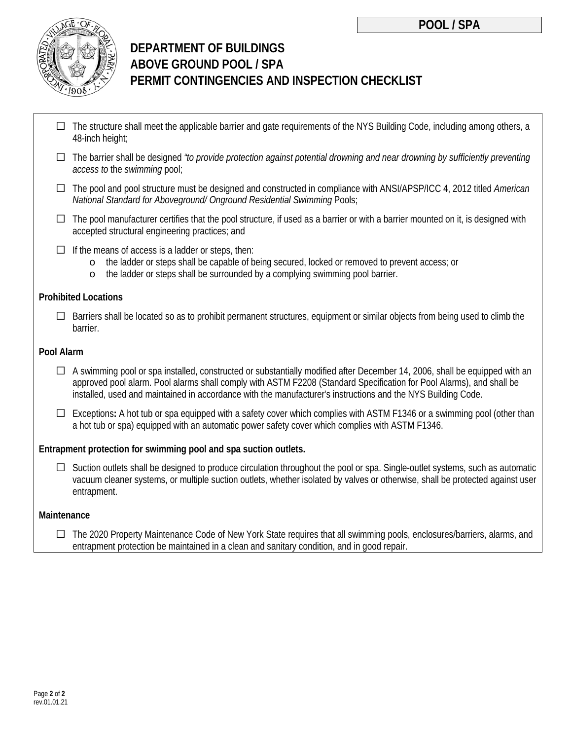**POOL / SPA**

# DEPARTMENT OF BUILDINGS
# ABOVE GROUND POOL / SPA
# PERMIT CONTINGENCIES AND INSPECTION CHECKLIST

- ☐ The structure shall meet the applicable barrier and gate requirements of the NYS Building Code, including among others, a 48-inch height;
- ☐ The barrier shall be designed *"to provide protection against potential drowning and near drowning by sufficiently preventing access to* the *swimming* pool;
- ☐ The pool and pool structure must be designed and constructed in compliance with ANSI/APSP/ICC 4, 2012 titled *American National Standard for Aboveground/ Onground Residential Swimming* Pools;
- ☐ The pool manufacturer certifies that the pool structure, if used as a barrier or with a barrier mounted on it, is designed with accepted structural engineering practices; and
- ☐ If the means of access is a ladder or steps, then:
  - the ladder or steps shall be capable of being secured, locked or removed to prevent access; or
  - the ladder or steps shall be surrounded by a complying swimming pool barrier.

**Prohibited Locations**

- ☐ Barriers shall be located so as to prohibit permanent structures, equipment or similar objects from being used to climb the barrier.

**Pool Alarm**

- ☐ A swimming pool or spa installed, constructed or substantially modified after December 14, 2006, shall be equipped with an approved pool alarm. Pool alarms shall comply with ASTM F2208 (Standard Specification for Pool Alarms), and shall be installed, used and maintained in accordance with the manufacturer's instructions and the NYS Building Code.
- ☐ Exceptions**:** A hot tub or spa equipped with a safety cover which complies with ASTM F1346 or a swimming pool (other than a hot tub or spa) equipped with an automatic power safety cover which complies with ASTM F1346.

**Entrapment protection for swimming pool and spa suction outlets.**

- ☐ Suction outlets shall be designed to produce circulation throughout the pool or spa. Single-outlet systems, such as automatic vacuum cleaner systems, or multiple suction outlets, whether isolated by valves or otherwise, shall be protected against user entrapment.

**Maintenance**

- ☐ The 2020 Property Maintenance Code of New York State requires that all swimming pools, enclosures/barriers, alarms, and entrapment protection be maintained in a clean and sanitary condition, and in good repair.

rev.01.01.21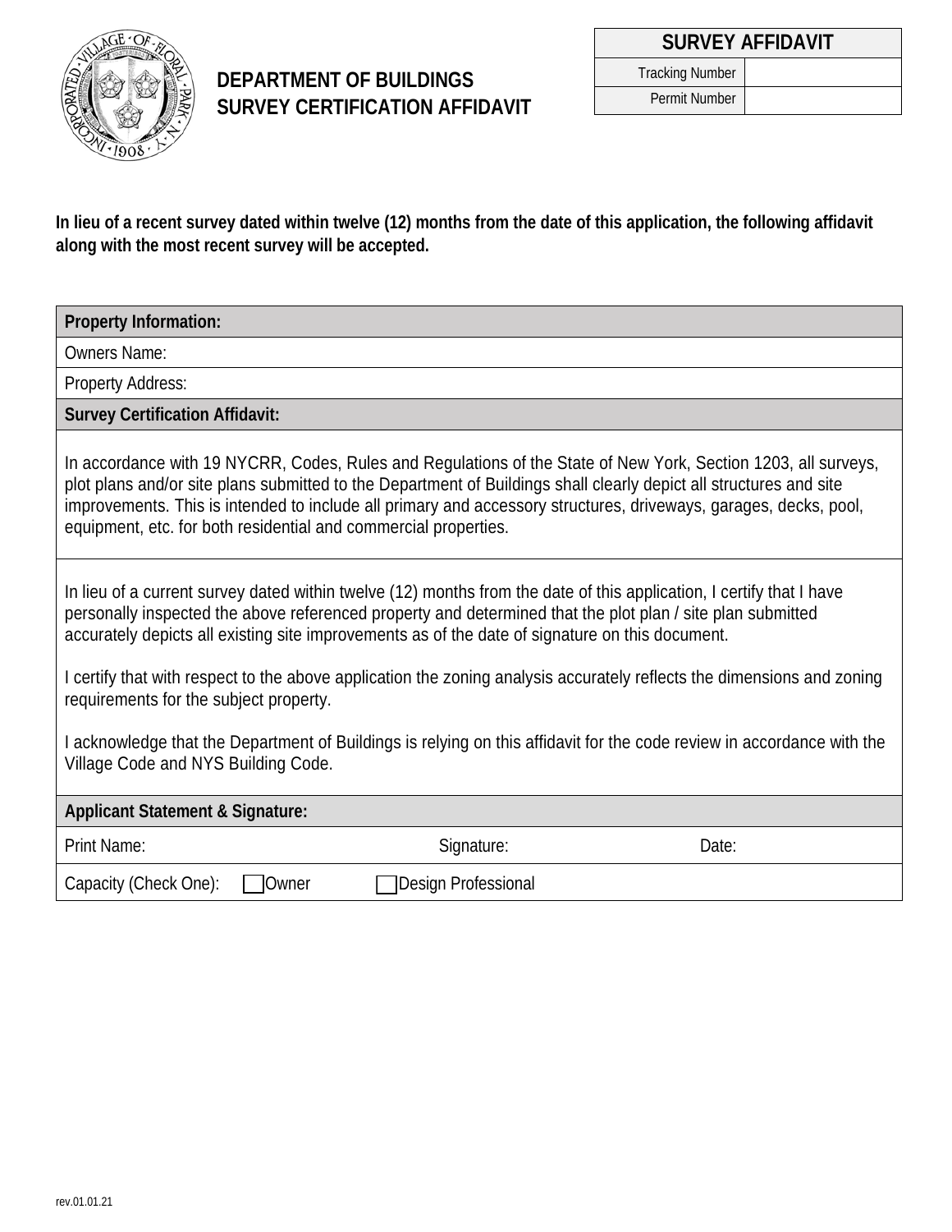# DEPARTMENT OF BUILDINGS
# SURVEY CERTIFICATION AFFIDAVIT

| SURVEY AFFIDAVIT | |
|---|---|
| Tracking Number | |
| Permit Number | |

**In lieu of a recent survey dated within twelve (12) months from the date of this application, the following affidavit along with the most recent survey will be accepted.**

**Property Information:**

Owners Name:

Property Address:

**Survey Certification Affidavit:**

In accordance with 19 NYCRR, Codes, Rules and Regulations of the State of New York, Section 1203, all surveys, plot plans and/or site plans submitted to the Department of Buildings shall clearly depict all structures and site improvements. This is intended to include all primary and accessory structures, driveways, garages, decks, pool, equipment, etc. for both residential and commercial properties.

In lieu of a current survey dated within twelve (12) months from the date of this application, I certify that I have personally inspected the above referenced property and determined that the plot plan / site plan submitted accurately depicts all existing site improvements as of the date of signature on this document.

I certify that with respect to the above application the zoning analysis accurately reflects the dimensions and zoning requirements for the subject property.

I acknowledge that the Department of Buildings is relying on this affidavit for the code review in accordance with the Village Code and NYS Building Code.

**Applicant Statement & Signature:**

Print Name: Signature: Date:

Capacity (Check One): ☐ Owner ☐ Design Professional

rev.01.01.21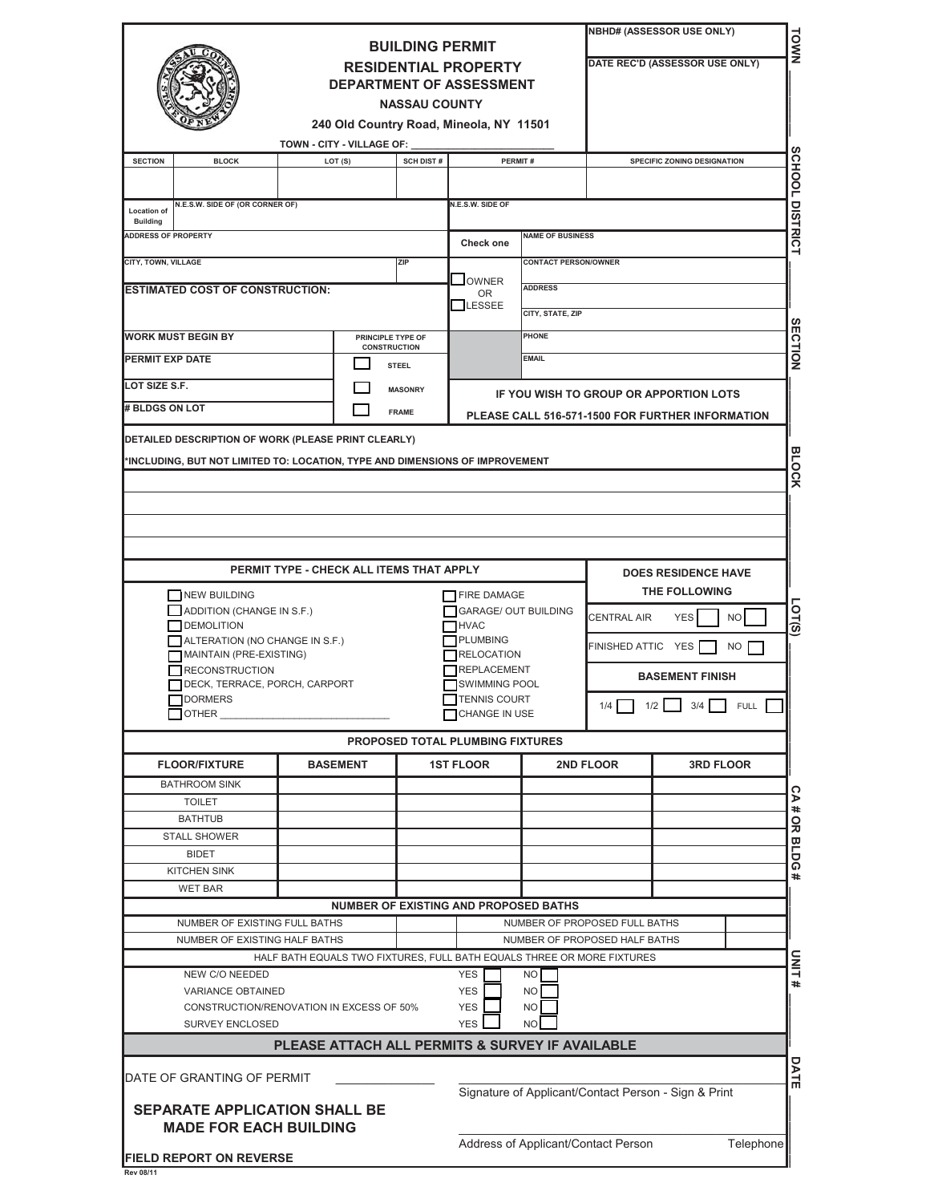# BUILDING PERMIT
## RESIDENTIAL PROPERTY
## DEPARTMENT OF ASSESSMENT
**NASSAU COUNTY**

**240 Old Country Road, Mineola, NY 11501**

TOWN - CITY - VILLAGE OF: ___________________________

NBHD# (ASSESSOR USE ONLY)

DATE REC'D (ASSESSOR USE ONLY)

| SECTION | BLOCK | LOT (S) | SCH DIST # | PERMIT # | SPECIFIC ZONING DESIGNATION |
|---|---|---|---|---|---|
| | | | | | |

| | | | |
|---|---|---|---|
| Location of Building | N.E.S.W. SIDE OF (OR CORNER OF) | N.E.S.W. SIDE OF | |

ADDRESS OF PROPERTY

CITY, TOWN, VILLAGE — ZIP

**ESTIMATED COST OF CONSTRUCTION:**

Check one: ☐ OWNER OR ☐ LESSEE

NAME OF BUSINESS

CONTACT PERSON/OWNER

ADDRESS

CITY, STATE, ZIP

PHONE

EMAIL

**WORK MUST BEGIN BY**

**PERMIT EXP DATE**

**LOT SIZE S.F.**

**# BLDGS ON LOT**

PRINCIPLE TYPE OF CONSTRUCTION
- ☐ STEEL
- ☐ MASONRY
- ☐ FRAME

**IF YOU WISH TO GROUP OR APPORTION LOTS PLEASE CALL 516-571-1500 FOR FURTHER INFORMATION**

**DETAILED DESCRIPTION OF WORK (PLEASE PRINT CLEARLY)**

**\*INCLUDING, BUT NOT LIMITED TO: LOCATION, TYPE AND DIMENSIONS OF IMPROVEMENT**

_______________________________________________

_______________________________________________

_______________________________________________

_______________________________________________

**PERMIT TYPE - CHECK ALL ITEMS THAT APPLY**

- ☐ NEW BUILDING
- ☐ ADDITION (CHANGE IN S.F.)
- ☐ DEMOLITION
- ☐ ALTERATION (NO CHANGE IN S.F.)
- ☐ MAINTAIN (PRE-EXISTING)
- ☐ RECONSTRUCTION
- ☐ DECK, TERRACE, PORCH, CARPORT
- ☐ DORMERS
- ☐ OTHER ______________________________
- ☐ FIRE DAMAGE
- ☐ GARAGE/ OUT BUILDING
- ☐ HVAC
- ☐ PLUMBING
- ☐ RELOCATION
- ☐ REPLACEMENT
- ☐ SWIMMING POOL
- ☐ TENNIS COURT
- ☐ CHANGE IN USE

**DOES RESIDENCE HAVE THE FOLLOWING**

CENTRAL AIR YES ☐ NO ☐

FINISHED ATTIC YES ☐ NO ☐

**BASEMENT FINISH**

1/4 ☐ 1/2 ☐ 3/4 ☐ FULL ☐

**PROPOSED TOTAL PLUMBING FIXTURES**

| FLOOR/FIXTURE | BASEMENT | 1ST FLOOR | 2ND FLOOR | 3RD FLOOR |
|---|---|---|---|---|
| BATHROOM SINK | | | | |
| TOILET | | | | |
| BATHTUB | | | | |
| STALL SHOWER | | | | |
| BIDET | | | | |
| KITCHEN SINK | | | | |
| WET BAR | | | | |

**NUMBER OF EXISTING AND PROPOSED BATHS**

| | | | |
|---|---|---|---|
| NUMBER OF EXISTING FULL BATHS | | NUMBER OF PROPOSED FULL BATHS | |
| NUMBER OF EXISTING HALF BATHS | | NUMBER OF PROPOSED HALF BATHS | |

HALF BATH EQUALS TWO FIXTURES, FULL BATH EQUALS THREE OR MORE FIXTURES

| | | |
|---|---|---|
| NEW C/O NEEDED | YES ☐ | NO ☐ |
| VARIANCE OBTAINED | YES ☐ | NO ☐ |
| CONSTRUCTION/RENOVATION IN EXCESS OF 50% | YES ☐ | NO ☐ |
| SURVEY ENCLOSED | YES ☐ | NO ☐ |

**PLEASE ATTACH ALL PERMITS & SURVEY IF AVAILABLE**

DATE OF GRANTING OF PERMIT ______________

_______________________________________________
Signature of Applicant/Contact Person - Sign & Print

**SEPARATE APPLICATION SHALL BE MADE FOR EACH BUILDING**

_______________________________________________
Address of Applicant/Contact Person — Telephone

**FIELD REPORT ON REVERSE**

Rev 08/11

TOWN ____ SCHOOL DISTRICT ____ SECTION ____ BLOCK ____ LOT(S) ____ CA # OR BLDG # ____ UNIT # ____ DATE ____